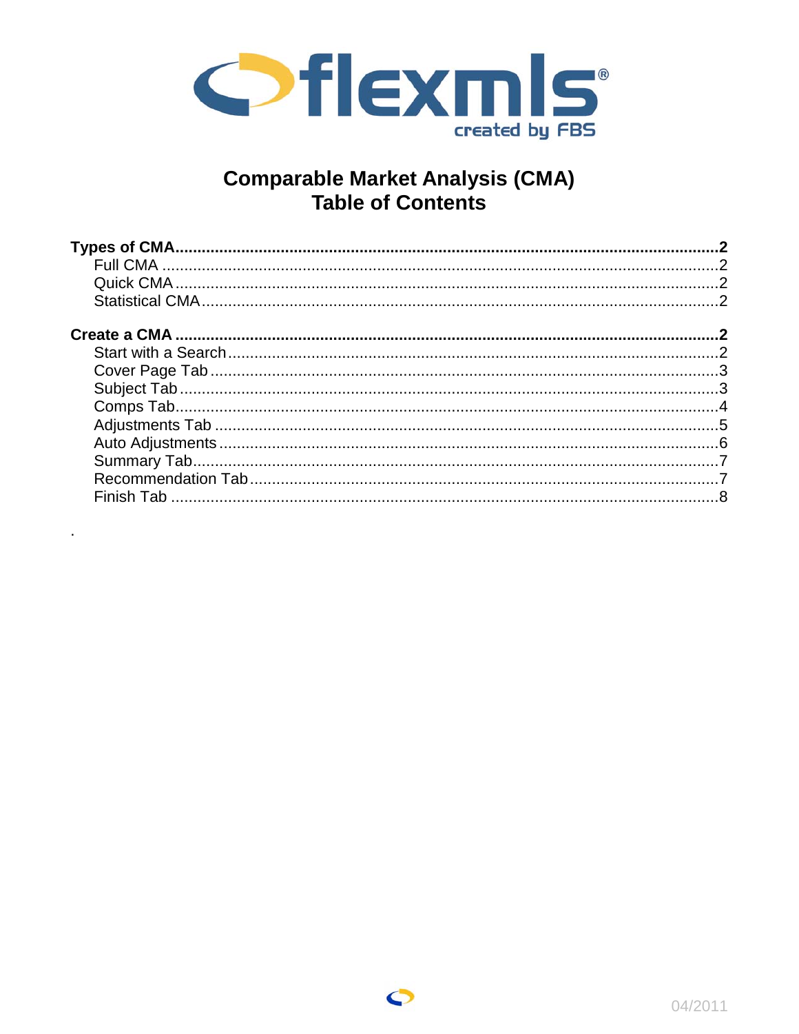# Comparable Market Analysis (CMA)
# Table of Contents

**Types of CMA** .......... **2**
- Full CMA .......... 2
- Quick CMA .......... 2
- Statistical CMA .......... 2

**Create a CMA** .......... **2**
- Start with a Search .......... 2
- Cover Page Tab .......... 3
- Subject Tab .......... 3
- Comps Tab .......... 4
- Adjustments Tab .......... 5
- Auto Adjustments .......... 6
- Summary Tab .......... 7
- Recommendation Tab .......... 7
- Finish Tab .......... 8

04/2011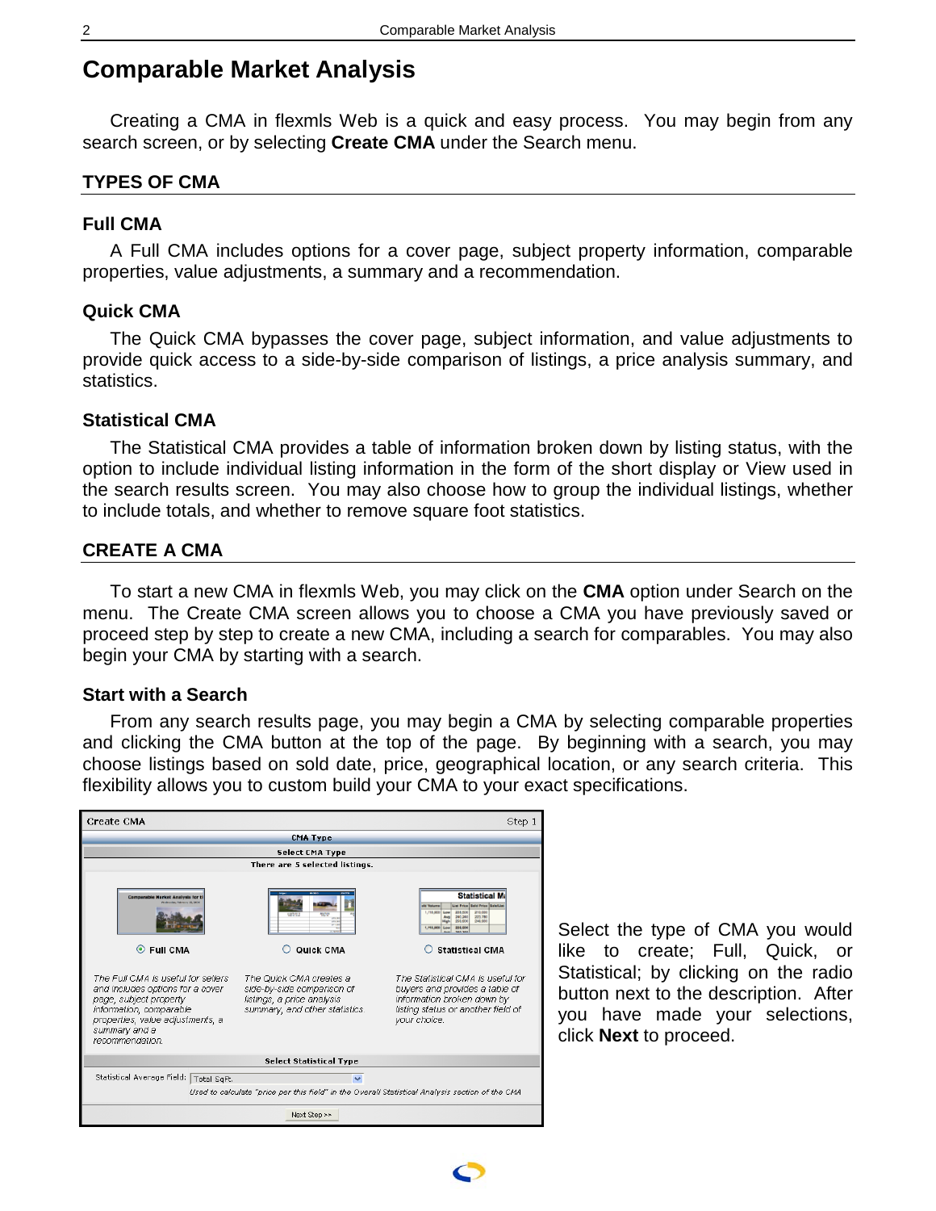# Comparable Market Analysis

Creating a CMA in flexmls Web is a quick and easy process. You may begin from any search screen, or by selecting **Create CMA** under the Search menu.

## TYPES OF CMA

### Full CMA

A Full CMA includes options for a cover page, subject property information, comparable properties, value adjustments, a summary and a recommendation.

### Quick CMA

The Quick CMA bypasses the cover page, subject information, and value adjustments to provide quick access to a side-by-side comparison of listings, a price analysis summary, and statistics.

### Statistical CMA

The Statistical CMA provides a table of information broken down by listing status, with the option to include individual listing information in the form of the short display or View used in the search results screen. You may also choose how to group the individual listings, whether to include totals, and whether to remove square foot statistics.

## CREATE A CMA

To start a new CMA in flexmls Web, you may click on the **CMA** option under Search on the menu. The Create CMA screen allows you to choose a CMA you have previously saved or proceed step by step to create a new CMA, including a search for comparables. You may also begin your CMA by starting with a search.

### Start with a Search

From any search results page, you may begin a CMA by selecting comparable properties and clicking the CMA button at the top of the page. By beginning with a search, you may choose listings based on sold date, price, geographical location, or any search criteria. This flexibility allows you to custom build your CMA to your exact specifications.

Select the type of CMA you would like to create; Full, Quick, or Statistical; by clicking on the radio button next to the description. After you have made your selections, click **Next** to proceed.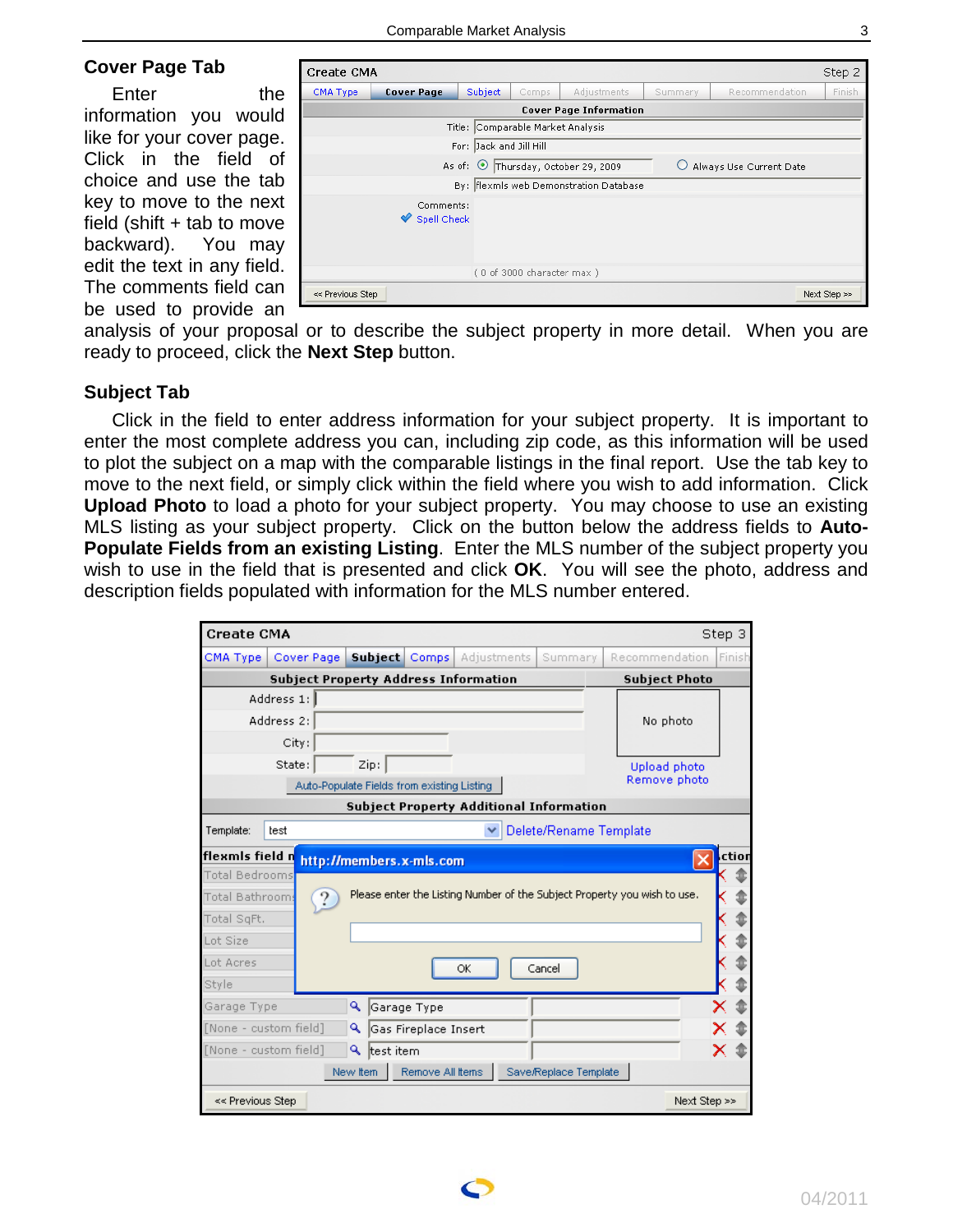## Cover Page Tab

Enter the information you would like for your cover page. Click in the field of choice and use the tab key to move to the next field (shift + tab to move backward). You may edit the text in any field. The comments field can be used to provide an analysis of your proposal or to describe the subject property in more detail. When you are ready to proceed, click the **Next Step** button.

## Subject Tab

Click in the field to enter address information for your subject property. It is important to enter the most complete address you can, including zip code, as this information will be used to plot the subject on a map with the comparable listings in the final report. Use the tab key to move to the next field, or simply click within the field where you wish to add information. Click **Upload Photo** to load a photo for your subject property. You may choose to use an existing MLS listing as your subject property. Click on the button below the address fields to **Auto-Populate Fields from an existing Listing**. Enter the MLS number of the subject property you wish to use in the field that is presented and click **OK**. You will see the photo, address and description fields populated with information for the MLS number entered.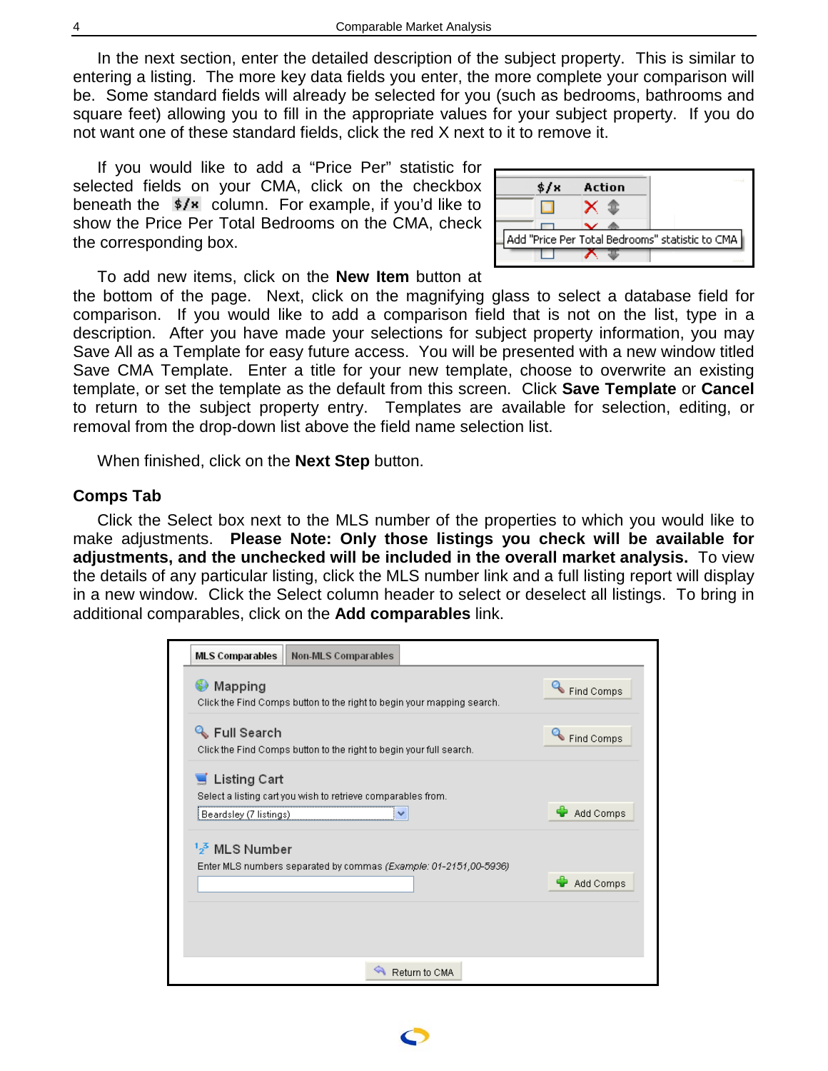In the next section, enter the detailed description of the subject property. This is similar to entering a listing. The more key data fields you enter, the more complete your comparison will be. Some standard fields will already be selected for you (such as bedrooms, bathrooms and square feet) allowing you to fill in the appropriate values for your subject property. If you do not want one of these standard fields, click the red X next to it to remove it.

If you would like to add a "Price Per" statistic for selected fields on your CMA, click on the checkbox beneath the **$/x** column. For example, if you'd like to show the Price Per Total Bedrooms on the CMA, check the corresponding box.

To add new items, click on the **New Item** button at the bottom of the page. Next, click on the magnifying glass to select a database field for comparison. If you would like to add a comparison field that is not on the list, type in a description. After you have made your selections for subject property information, you may Save All as a Template for easy future access. You will be presented with a new window titled Save CMA Template. Enter a title for your new template, choose to overwrite an existing template, or set the template as the default from this screen. Click **Save Template** or **Cancel** to return to the subject property entry. Templates are available for selection, editing, or removal from the drop-down list above the field name selection list.

When finished, click on the **Next Step** button.

### Comps Tab

Click the Select box next to the MLS number of the properties to which you would like to make adjustments. **Please Note: Only those listings you check will be available for adjustments, and the unchecked will be included in the overall market analysis.** To view the details of any particular listing, click the MLS number link and a full listing report will display in a new window. Click the Select column header to select or deselect all listings. To bring in additional comparables, click on the **Add comparables** link.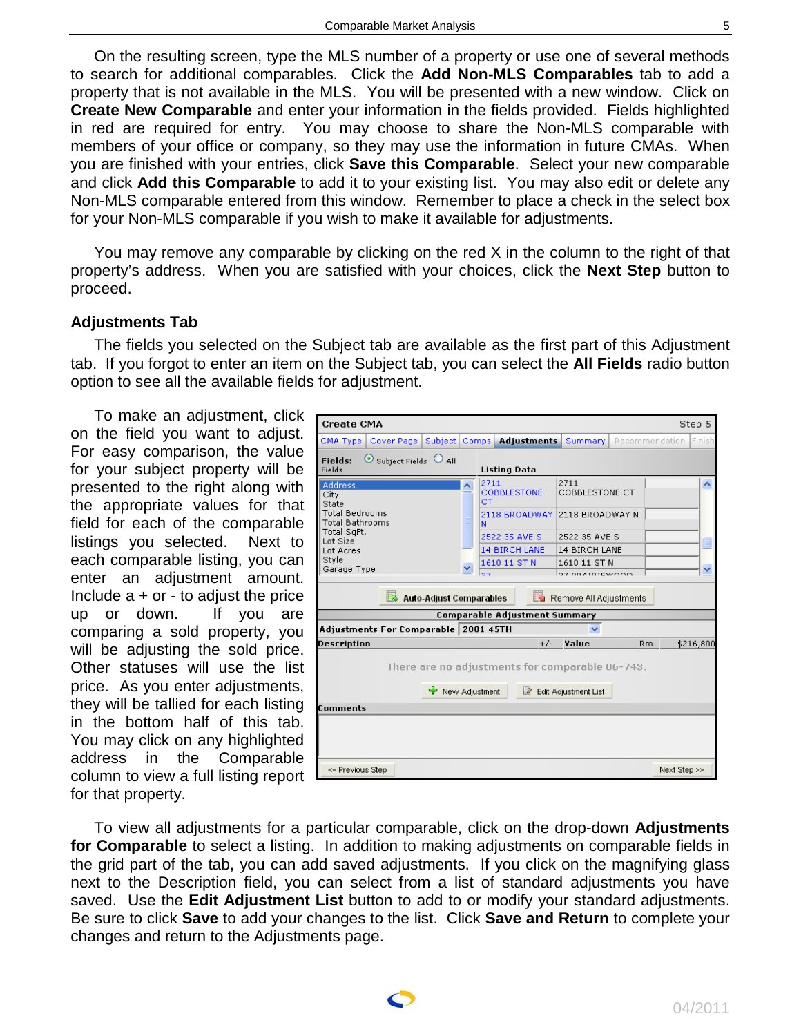On the resulting screen, type the MLS number of a property or use one of several methods to search for additional comparables. Click the **Add Non-MLS Comparables** tab to add a property that is not available in the MLS. You will be presented with a new window. Click on **Create New Comparable** and enter your information in the fields provided. Fields highlighted in red are required for entry. You may choose to share the Non-MLS comparable with members of your office or company, so they may use the information in future CMAs. When you are finished with your entries, click **Save this Comparable**. Select your new comparable and click **Add this Comparable** to add it to your existing list. You may also edit or delete any Non-MLS comparable entered from this window. Remember to place a check in the select box for your Non-MLS comparable if you wish to make it available for adjustments.

You may remove any comparable by clicking on the red X in the column to the right of that property's address. When you are satisfied with your choices, click the **Next Step** button to proceed.

## Adjustments Tab

The fields you selected on the Subject tab are available as the first part of this Adjustment tab. If you forgot to enter an item on the Subject tab, you can select the **All Fields** radio button option to see all the available fields for adjustment.

To make an adjustment, click on the field you want to adjust. For easy comparison, the value for your subject property will be presented to the right along with the appropriate values for that field for each of the comparable listings you selected. Next to each comparable listing, you can enter an adjustment amount. Include a + or - to adjust the price up or down. If you are comparing a sold property, you will be adjusting the sold price. Other statuses will use the list price. As you enter adjustments, they will be tallied for each listing in the bottom half of this tab. You may click on any highlighted address in the Comparable column to view a full listing report for that property.

To view all adjustments for a particular comparable, click on the drop-down **Adjustments for Comparable** to select a listing. In addition to making adjustments on comparable fields in the grid part of the tab, you can add saved adjustments. If you click on the magnifying glass next to the Description field, you can select from a list of standard adjustments you have saved. Use the **Edit Adjustment List** button to add to or modify your standard adjustments. Be sure to click **Save** to add your changes to the list. Click **Save and Return** to complete your changes and return to the Adjustments page.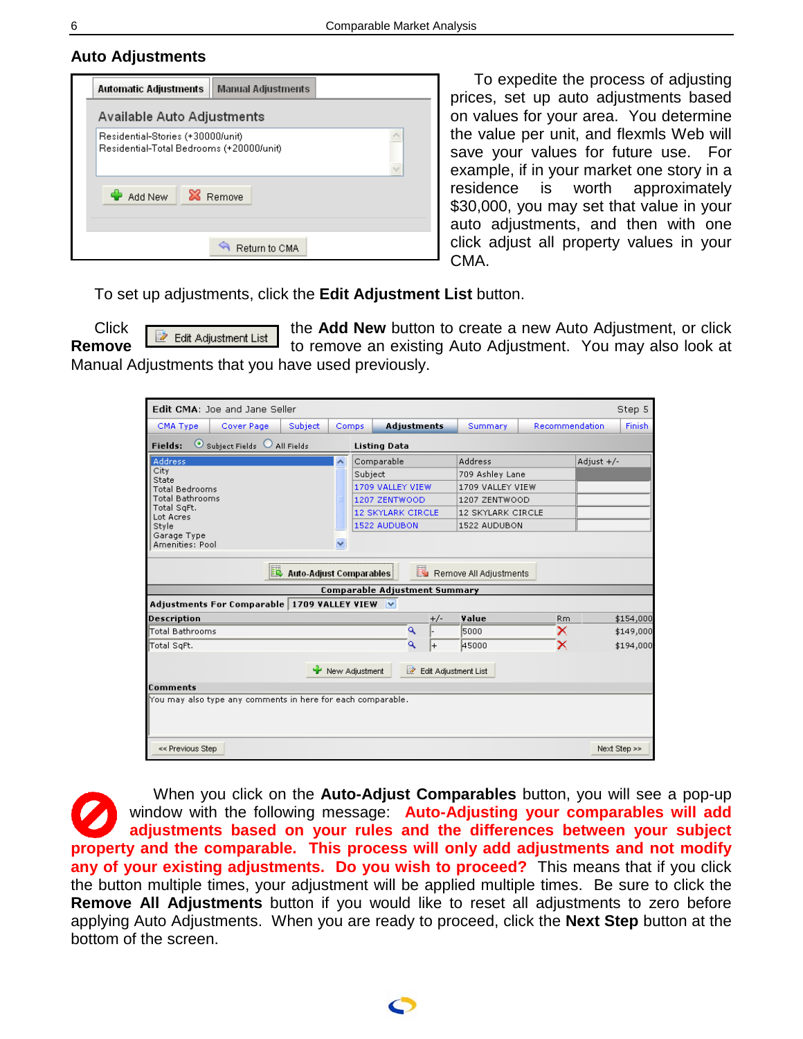## Auto Adjustments

To expedite the process of adjusting prices, set up auto adjustments based on values for your area. You determine the value per unit, and flexmls Web will save your values for future use. For example, if in your market one story in a residence is worth approximately $30,000, you may set that value in your auto adjustments, and then with one click adjust all property values in your CMA.

To set up adjustments, click the **Edit Adjustment List** button.

Click the **Add New** button to create a new Auto Adjustment, or click **Remove** to remove an existing Auto Adjustment. You may also look at Manual Adjustments that you have used previously.

When you click on the **Auto-Adjust Comparables** button, you will see a pop-up window with the following message: **Auto-Adjusting your comparables will add adjustments based on your rules and the differences between your subject property and the comparable. This process will only add adjustments and not modify any of your existing adjustments. Do you wish to proceed?** This means that if you click the button multiple times, your adjustment will be applied multiple times. Be sure to click the **Remove All Adjustments** button if you would like to reset all adjustments to zero before applying Auto Adjustments. When you are ready to proceed, click the **Next Step** button at the bottom of the screen.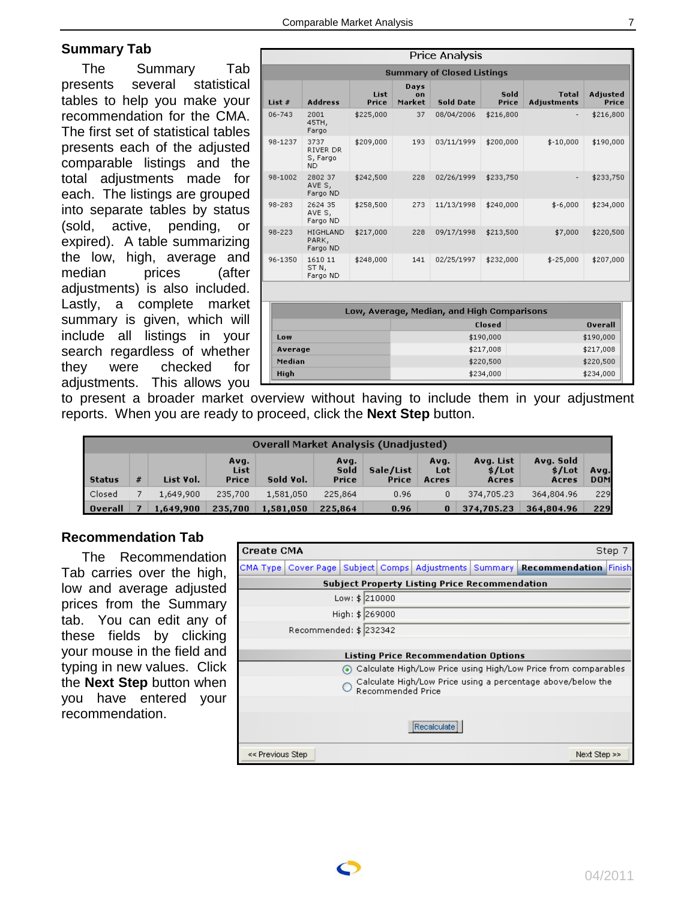## Summary Tab

The Summary Tab presents several statistical tables to help you make your recommendation for the CMA. The first set of statistical tables presents each of the adjusted comparable listings and the total adjustments made for each. The listings are grouped into separate tables by status (sold, active, pending, or expired). A table summarizing the low, high, average and median prices (after adjustments) is also included. Lastly, a complete market summary is given, which will include all listings in your search regardless of whether they were checked for adjustments. This allows you to present a broader market overview without having to include them in your adjustment reports. When you are ready to proceed, click the **Next Step** button.

**Price Analysis**

**Summary of Closed Listings**

| List # | Address | List Price | Days on Market | Sold Date | Sold Price | Total Adjustments | Adjusted Price |
|---|---|---|---|---|---|---|---|
| 06-743 | 2001 45TH, Fargo | $225,000 | 37 | 08/04/2006 | $216,800 | - | $216,800 |
| 98-1237 | 3737 RIVER DR S, Fargo ND | $209,000 | 193 | 03/11/1999 | $200,000 | $-10,000 | $190,000 |
| 98-1002 | 2802 37 AVE S, Fargo ND | $242,500 | 228 | 02/26/1999 | $233,750 | - | $233,750 |
| 98-283 | 2624 35 AVE S, Fargo ND | $258,500 | 273 | 11/13/1998 | $240,000 | $-6,000 | $234,000 |
| 98-223 | HIGHLAND PARK, Fargo ND | $217,000 | 228 | 09/17/1998 | $213,500 | $7,000 | $220,500 |
| 96-1350 | 1610 11 ST N, Fargo ND | $248,000 | 141 | 02/25/1997 | $232,000 | $-25,000 | $207,000 |

**Low, Average, Median, and High Comparisons**

| | Closed | Overall |
|---|---|---|
| Low | $190,000 | $190,000 |
| Average | $217,008 | $217,008 |
| Median | $220,500 | $220,500 |
| High | $234,000 | $234,000 |

**Overall Market Analysis (Unadjusted)**

| Status | # | List Vol. | Avg. List Price | Sold Vol. | Avg. Sold Price | Sale/List Price | Avg. Lot Acres | Avg. List $/Lot Acres | Avg. Sold $/Lot Acres | Avg. DOM |
|---|---|---|---|---|---|---|---|---|---|---|
| Closed | 7 | 1,649,900 | 235,700 | 1,581,050 | 225,864 | 0.96 | 0 | 374,705.23 | 364,804.96 | 229 |
| **Overall** | **7** | **1,649,900** | **235,700** | **1,581,050** | **225,864** | **0.96** | **0** | **374,705.23** | **364,804.96** | **229** |

## Recommendation Tab

The Recommendation Tab carries over the high, low and average adjusted prices from the Summary tab. You can edit any of these fields by clicking your mouse in the field and typing in new values. Click the **Next Step** button when you have entered your recommendation.

**Create CMA** — Step 7

CMA Type | Cover Page | Subject | Comps | Adjustments | Summary | **Recommendation** | Finish

**Subject Property Listing Price Recommendation**

Low: $ 210000

High: $ 269000

Recommended: $ 232342

**Listing Price Recommendation Options**

- (selected) Calculate High/Low Price using High/Low Price from comparables
- Calculate High/Low Price using a percentage above/below the Recommended Price

Recalculate

<< Previous Step — Next Step >>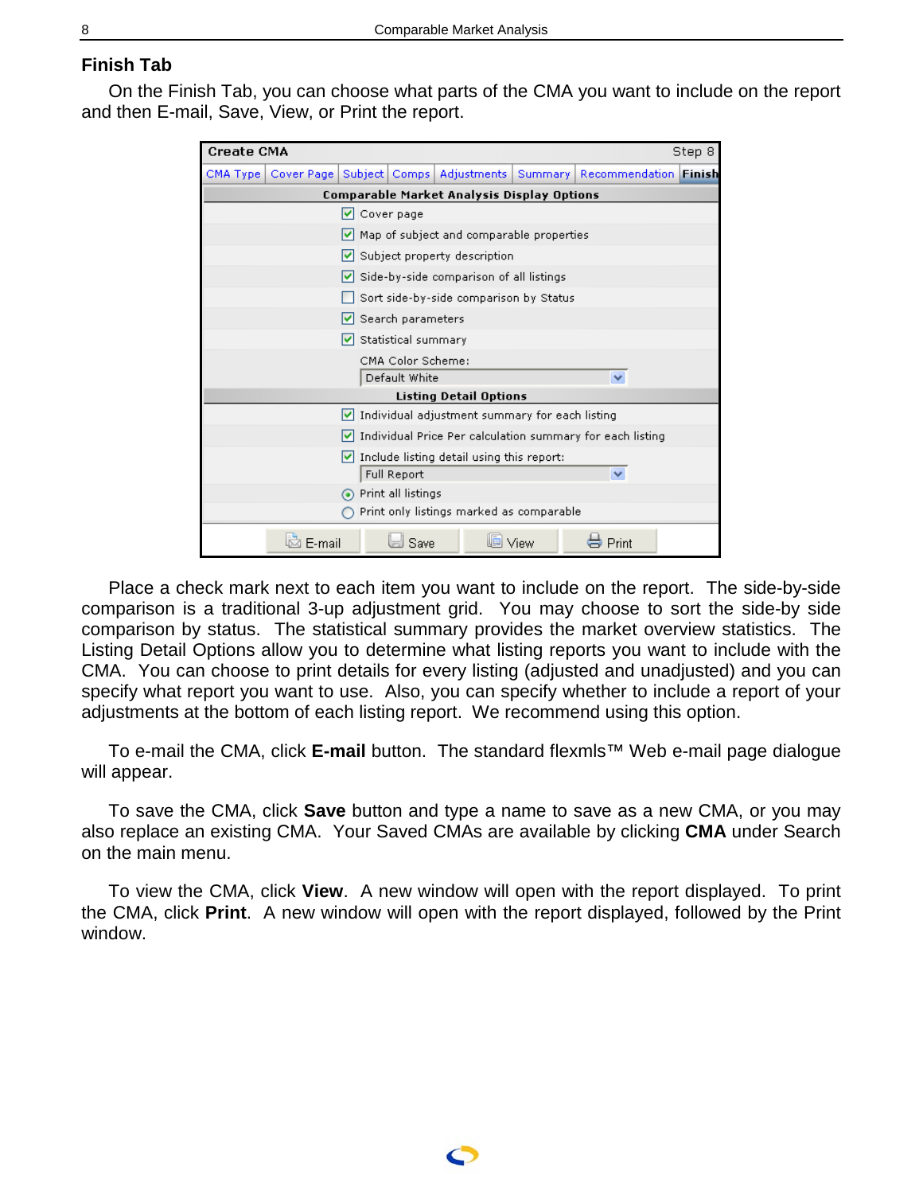## Finish Tab

On the Finish Tab, you can choose what parts of the CMA you want to include on the report and then E-mail, Save, View, or Print the report.

Create CMA — Step 8

CMA Type | Cover Page | Subject | Comps | Adjustments | Summary | Recommendation | **Finish**

**Comparable Market Analysis Display Options**

- ☑ Cover page
- ☑ Map of subject and comparable properties
- ☑ Subject property description
- ☑ Side-by-side comparison of all listings
- ☐ Sort side-by-side comparison by Status
- ☑ Search parameters
- ☑ Statistical summary

CMA Color Scheme: Default White

**Listing Detail Options**

- ☑ Individual adjustment summary for each listing
- ☑ Individual Price Per calculation summary for each listing
- ☑ Include listing detail using this report: Full Report
- ◉ Print all listings
- ○ Print only listings marked as comparable

E-mail | Save | View | Print

Place a check mark next to each item you want to include on the report. The side-by-side comparison is a traditional 3-up adjustment grid. You may choose to sort the side-by side comparison by status. The statistical summary provides the market overview statistics. The Listing Detail Options allow you to determine what listing reports you want to include with the CMA. You can choose to print details for every listing (adjusted and unadjusted) and you can specify what report you want to use. Also, you can specify whether to include a report of your adjustments at the bottom of each listing report. We recommend using this option.

To e-mail the CMA, click **E-mail** button. The standard flexmls™ Web e-mail page dialogue will appear.

To save the CMA, click **Save** button and type a name to save as a new CMA, or you may also replace an existing CMA. Your Saved CMAs are available by clicking **CMA** under Search on the main menu.

To view the CMA, click **View**. A new window will open with the report displayed. To print the CMA, click **Print**. A new window will open with the report displayed, followed by the Print window.